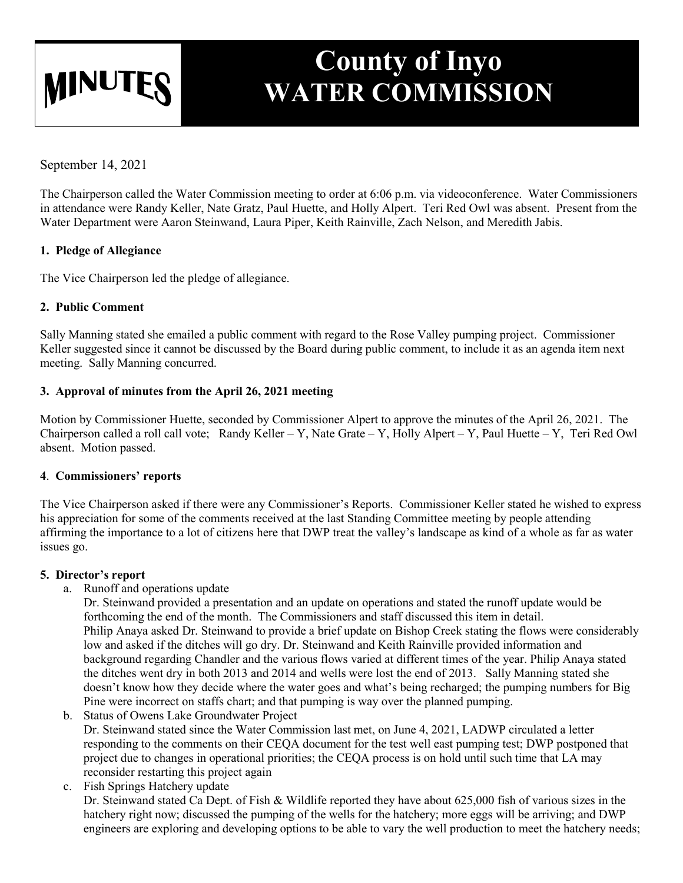# MINUTES

# County of Inyo WATER COMMISSION

September 14, 2021

The Chairperson called the Water Commission meeting to order at 6:06 p.m. via videoconference. Water Commissioners in attendance were Randy Keller, Nate Gratz, Paul Huette, and Holly Alpert. Teri Red Owl was absent. Present from the Water Department were Aaron Steinwand, Laura Piper, Keith Rainville, Zach Nelson, and Meredith Jabis.

**1. Pledge of Allegiance**

The Vice Chairperson led the pledge of allegiance.

**2. Public Comment**

Sally Manning stated she emailed a public comment with regard to the Rose Valley pumping project. Commissioner Keller suggested since it cannot be discussed by the Board during public comment, to include it as an agenda item next meeting. Sally Manning concurred.

**3. Approval of minutes from the April 26, 2021 meeting**

Motion by Commissioner Huette, seconded by Commissioner Alpert to approve the minutes of the April 26, 2021. The Chairperson called a roll call vote; Randy Keller – Y, Nate Grate – Y, Holly Alpert – Y, Paul Huette – Y, Teri Red Owl absent. Motion passed.

**4. Commissioners' reports**

The Vice Chairperson asked if there were any Commissioner's Reports. Commissioner Keller stated he wished to express his appreciation for some of the comments received at the last Standing Committee meeting by people attending affirming the importance to a lot of citizens here that DWP treat the valley's landscape as kind of a whole as far as water issues go.

**5. Director's report**

a. Runoff and operations update
Dr. Steinwand provided a presentation and an update on operations and stated the runoff update would be forthcoming the end of the month. The Commissioners and staff discussed this item in detail.
Philip Anaya asked Dr. Steinwand to provide a brief update on Bishop Creek stating the flows were considerably low and asked if the ditches will go dry. Dr. Steinwand and Keith Rainville provided information and background regarding Chandler and the various flows varied at different times of the year. Philip Anaya stated the ditches went dry in both 2013 and 2014 and wells were lost the end of 2013. Sally Manning stated she doesn't know how they decide where the water goes and what's being recharged; the pumping numbers for Big Pine were incorrect on staffs chart; and that pumping is way over the planned pumping.

b. Status of Owens Lake Groundwater Project
Dr. Steinwand stated since the Water Commission last met, on June 4, 2021, LADWP circulated a letter responding to the comments on their CEQA document for the test well east pumping test; DWP postponed that project due to changes in operational priorities; the CEQA process is on hold until such time that LA may reconsider restarting this project again

c. Fish Springs Hatchery update
Dr. Steinwand stated Ca Dept. of Fish & Wildlife reported they have about 625,000 fish of various sizes in the hatchery right now; discussed the pumping of the wells for the hatchery; more eggs will be arriving; and DWP engineers are exploring and developing options to be able to vary the well production to meet the hatchery needs;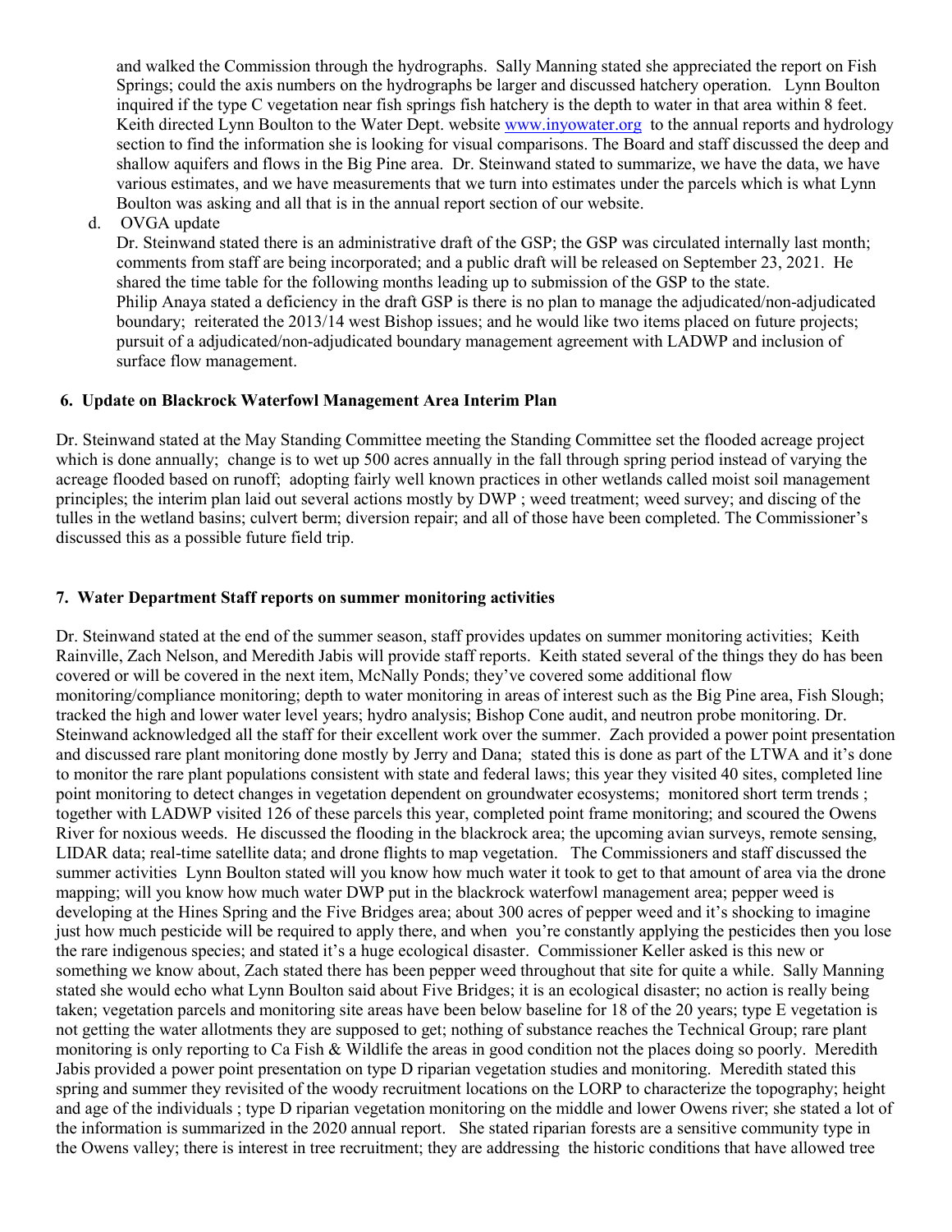and walked the Commission through the hydrographs. Sally Manning stated she appreciated the report on Fish Springs; could the axis numbers on the hydrographs be larger and discussed hatchery operation. Lynn Boulton inquired if the type C vegetation near fish springs fish hatchery is the depth to water in that area within 8 feet. Keith directed Lynn Boulton to the Water Dept. website www.inyowater.org to the annual reports and hydrology section to find the information she is looking for visual comparisons. The Board and staff discussed the deep and shallow aquifers and flows in the Big Pine area. Dr. Steinwand stated to summarize, we have the data, we have various estimates, and we have measurements that we turn into estimates under the parcels which is what Lynn Boulton was asking and all that is in the annual report section of our website.

d. OVGA update

Dr. Steinwand stated there is an administrative draft of the GSP; the GSP was circulated internally last month; comments from staff are being incorporated; and a public draft will be released on September 23, 2021. He shared the time table for the following months leading up to submission of the GSP to the state.
Philip Anaya stated a deficiency in the draft GSP is there is no plan to manage the adjudicated/non-adjudicated boundary; reiterated the 2013/14 west Bishop issues; and he would like two items placed on future projects; pursuit of a adjudicated/non-adjudicated boundary management agreement with LADWP and inclusion of surface flow management.

**6. Update on Blackrock Waterfowl Management Area Interim Plan**

Dr. Steinwand stated at the May Standing Committee meeting the Standing Committee set the flooded acreage project which is done annually; change is to wet up 500 acres annually in the fall through spring period instead of varying the acreage flooded based on runoff; adopting fairly well known practices in other wetlands called moist soil management principles; the interim plan laid out several actions mostly by DWP ; weed treatment; weed survey; and discing of the tulles in the wetland basins; culvert berm; diversion repair; and all of those have been completed. The Commissioner's discussed this as a possible future field trip.

**7. Water Department Staff reports on summer monitoring activities**

Dr. Steinwand stated at the end of the summer season, staff provides updates on summer monitoring activities; Keith Rainville, Zach Nelson, and Meredith Jabis will provide staff reports. Keith stated several of the things they do has been covered or will be covered in the next item, McNally Ponds; they've covered some additional flow monitoring/compliance monitoring; depth to water monitoring in areas of interest such as the Big Pine area, Fish Slough; tracked the high and lower water level years; hydro analysis; Bishop Cone audit, and neutron probe monitoring. Dr. Steinwand acknowledged all the staff for their excellent work over the summer. Zach provided a power point presentation and discussed rare plant monitoring done mostly by Jerry and Dana; stated this is done as part of the LTWA and it's done to monitor the rare plant populations consistent with state and federal laws; this year they visited 40 sites, completed line point monitoring to detect changes in vegetation dependent on groundwater ecosystems; monitored short term trends ; together with LADWP visited 126 of these parcels this year, completed point frame monitoring; and scoured the Owens River for noxious weeds. He discussed the flooding in the blackrock area; the upcoming avian surveys, remote sensing, LIDAR data; real-time satellite data; and drone flights to map vegetation. The Commissioners and staff discussed the summer activities Lynn Boulton stated will you know how much water it took to get to that amount of area via the drone mapping; will you know how much water DWP put in the blackrock waterfowl management area; pepper weed is developing at the Hines Spring and the Five Bridges area; about 300 acres of pepper weed and it's shocking to imagine just how much pesticide will be required to apply there, and when you're constantly applying the pesticides then you lose the rare indigenous species; and stated it's a huge ecological disaster. Commissioner Keller asked is this new or something we know about, Zach stated there has been pepper weed throughout that site for quite a while. Sally Manning stated she would echo what Lynn Boulton said about Five Bridges; it is an ecological disaster; no action is really being taken; vegetation parcels and monitoring site areas have been below baseline for 18 of the 20 years; type E vegetation is not getting the water allotments they are supposed to get; nothing of substance reaches the Technical Group; rare plant monitoring is only reporting to Ca Fish & Wildlife the areas in good condition not the places doing so poorly. Meredith Jabis provided a power point presentation on type D riparian vegetation studies and monitoring. Meredith stated this spring and summer they revisited of the woody recruitment locations on the LORP to characterize the topography; height and age of the individuals ; type D riparian vegetation monitoring on the middle and lower Owens river; she stated a lot of the information is summarized in the 2020 annual report. She stated riparian forests are a sensitive community type in the Owens valley; there is interest in tree recruitment; they are addressing the historic conditions that have allowed tree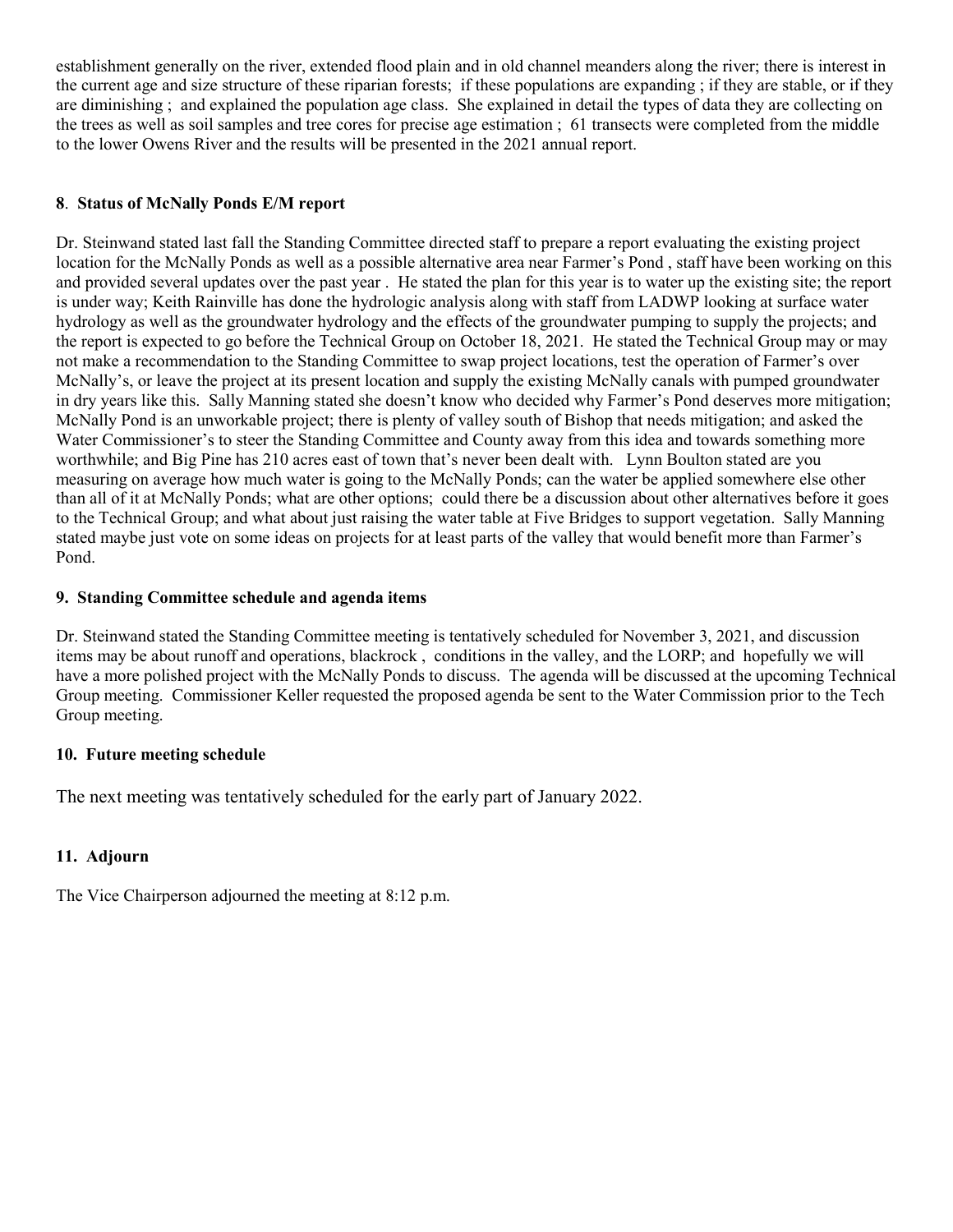establishment generally on the river, extended flood plain and in old channel meanders along the river; there is interest in the current age and size structure of these riparian forests; if these populations are expanding ; if they are stable, or if they are diminishing ; and explained the population age class. She explained in detail the types of data they are collecting on the trees as well as soil samples and tree cores for precise age estimation ; 61 transects were completed from the middle to the lower Owens River and the results will be presented in the 2021 annual report.

**8**. **Status of McNally Ponds E/M report**

Dr. Steinwand stated last fall the Standing Committee directed staff to prepare a report evaluating the existing project location for the McNally Ponds as well as a possible alternative area near Farmer's Pond , staff have been working on this and provided several updates over the past year . He stated the plan for this year is to water up the existing site; the report is under way; Keith Rainville has done the hydrologic analysis along with staff from LADWP looking at surface water hydrology as well as the groundwater hydrology and the effects of the groundwater pumping to supply the projects; and the report is expected to go before the Technical Group on October 18, 2021. He stated the Technical Group may or may not make a recommendation to the Standing Committee to swap project locations, test the operation of Farmer's over McNally's, or leave the project at its present location and supply the existing McNally canals with pumped groundwater in dry years like this. Sally Manning stated she doesn't know who decided why Farmer's Pond deserves more mitigation; McNally Pond is an unworkable project; there is plenty of valley south of Bishop that needs mitigation; and asked the Water Commissioner's to steer the Standing Committee and County away from this idea and towards something more worthwhile; and Big Pine has 210 acres east of town that's never been dealt with. Lynn Boulton stated are you measuring on average how much water is going to the McNally Ponds; can the water be applied somewhere else other than all of it at McNally Ponds; what are other options; could there be a discussion about other alternatives before it goes to the Technical Group; and what about just raising the water table at Five Bridges to support vegetation. Sally Manning stated maybe just vote on some ideas on projects for at least parts of the valley that would benefit more than Farmer's Pond.

**9. Standing Committee schedule and agenda items**

Dr. Steinwand stated the Standing Committee meeting is tentatively scheduled for November 3, 2021, and discussion items may be about runoff and operations, blackrock , conditions in the valley, and the LORP; and hopefully we will have a more polished project with the McNally Ponds to discuss. The agenda will be discussed at the upcoming Technical Group meeting. Commissioner Keller requested the proposed agenda be sent to the Water Commission prior to the Tech Group meeting.

**10. Future meeting schedule**

The next meeting was tentatively scheduled for the early part of January 2022.

**11. Adjourn**

The Vice Chairperson adjourned the meeting at 8:12 p.m.